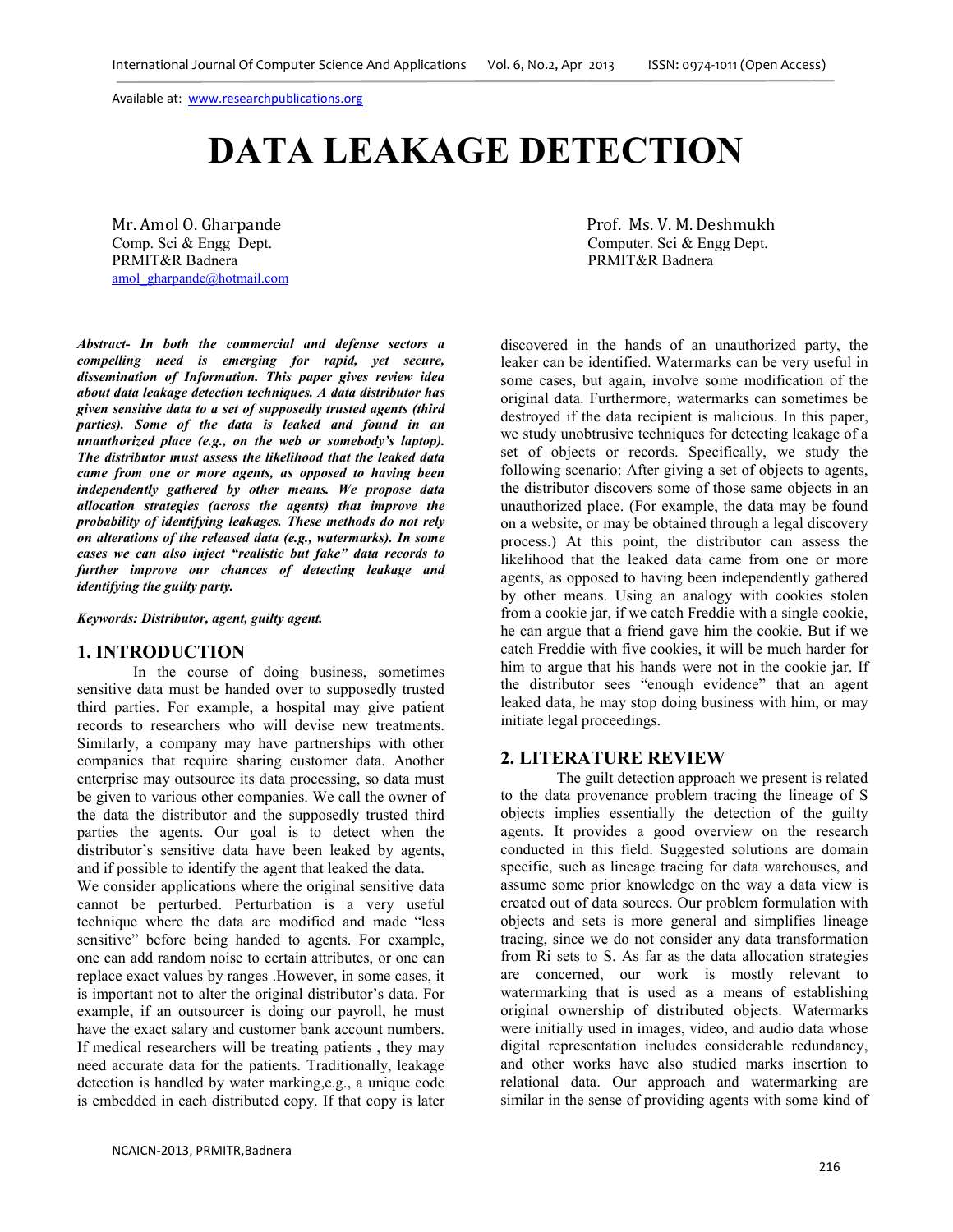Available at: www.researchpublications.org

# DATA LEAKAGE DETECTION

Mr. Amol O. Gharpande
Comp. Sci & Engg Dept.
PRMIT&R Badnera
amol_gharpande@hotmail.com

Prof. Ms. V. M. Deshmukh
Computer. Sci & Engg Dept.
PRMIT&R Badnera

***Abstract- In both the commercial and defense sectors a compelling need is emerging for rapid, yet secure, dissemination of Information. This paper gives review idea about data leakage detection techniques. A data distributor has given sensitive data to a set of supposedly trusted agents (third parties). Some of the data is leaked and found in an unauthorized place (e.g., on the web or somebody's laptop). The distributor must assess the likelihood that the leaked data came from one or more agents, as opposed to having been independently gathered by other means. We propose data allocation strategies (across the agents) that improve the probability of identifying leakages. These methods do not rely on alterations of the released data (e.g., watermarks). In some cases we can also inject "realistic but fake" data records to further improve our chances of detecting leakage and identifying the guilty party.***

***Keywords: Distributor, agent, guilty agent.***

## 1. INTRODUCTION

In the course of doing business, sometimes sensitive data must be handed over to supposedly trusted third parties. For example, a hospital may give patient records to researchers who will devise new treatments. Similarly, a company may have partnerships with other companies that require sharing customer data. Another enterprise may outsource its data processing, so data must be given to various other companies. We call the owner of the data the distributor and the supposedly trusted third parties the agents. Our goal is to detect when the distributor's sensitive data have been leaked by agents, and if possible to identify the agent that leaked the data.

We consider applications where the original sensitive data cannot be perturbed. Perturbation is a very useful technique where the data are modified and made "less sensitive" before being handed to agents. For example, one can add random noise to certain attributes, or one can replace exact values by ranges .However, in some cases, it is important not to alter the original distributor's data. For example, if an outsourcer is doing our payroll, he must have the exact salary and customer bank account numbers. If medical researchers will be treating patients , they may need accurate data for the patients. Traditionally, leakage detection is handled by water marking,e.g., a unique code is embedded in each distributed copy. If that copy is later discovered in the hands of an unauthorized party, the leaker can be identified. Watermarks can be very useful in some cases, but again, involve some modification of the original data. Furthermore, watermarks can sometimes be destroyed if the data recipient is malicious. In this paper, we study unobtrusive techniques for detecting leakage of a set of objects or records. Specifically, we study the following scenario: After giving a set of objects to agents, the distributor discovers some of those same objects in an unauthorized place. (For example, the data may be found on a website, or may be obtained through a legal discovery process.) At this point, the distributor can assess the likelihood that the leaked data came from one or more agents, as opposed to having been independently gathered by other means. Using an analogy with cookies stolen from a cookie jar, if we catch Freddie with a single cookie, he can argue that a friend gave him the cookie. But if we catch Freddie with five cookies, it will be much harder for him to argue that his hands were not in the cookie jar. If the distributor sees "enough evidence" that an agent leaked data, he may stop doing business with him, or may initiate legal proceedings.

## 2. LITERATURE REVIEW

The guilt detection approach we present is related to the data provenance problem tracing the lineage of S objects implies essentially the detection of the guilty agents. It provides a good overview on the research conducted in this field. Suggested solutions are domain specific, such as lineage tracing for data warehouses, and assume some prior knowledge on the way a data view is created out of data sources. Our problem formulation with objects and sets is more general and simplifies lineage tracing, since we do not consider any data transformation from Ri sets to S. As far as the data allocation strategies are concerned, our work is mostly relevant to watermarking that is used as a means of establishing original ownership of distributed objects. Watermarks were initially used in images, video, and audio data whose digital representation includes considerable redundancy, and other works have also studied marks insertion to relational data. Our approach and watermarking are similar in the sense of providing agents with some kind of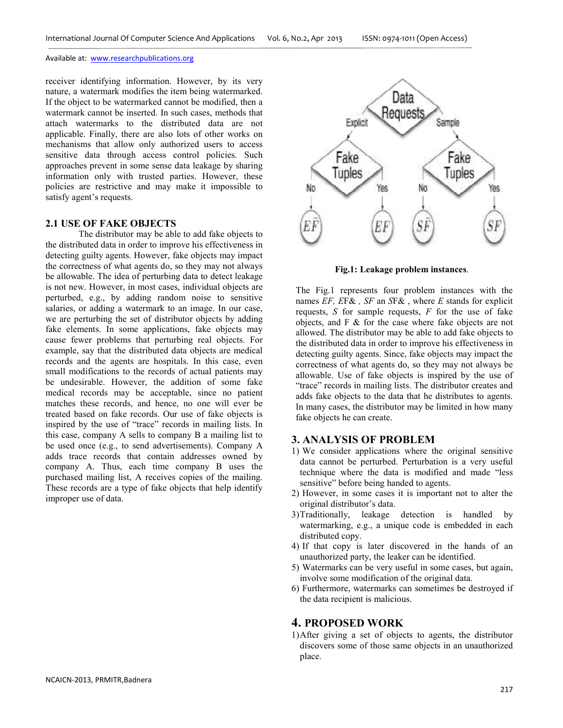receiver identifying information. However, by its very nature, a watermark modifies the item being watermarked. If the object to be watermarked cannot be modified, then a watermark cannot be inserted. In such cases, methods that attach watermarks to the distributed data are not applicable. Finally, there are also lots of other works on mechanisms that allow only authorized users to access sensitive data through access control policies. Such approaches prevent in some sense data leakage by sharing information only with trusted parties. However, these policies are restrictive and may make it impossible to satisfy agent's requests.

### 2.1 USE OF FAKE OBJECTS

The distributor may be able to add fake objects to the distributed data in order to improve his effectiveness in detecting guilty agents. However, fake objects may impact the correctness of what agents do, so they may not always be allowable. The idea of perturbing data to detect leakage is not new. However, in most cases, individual objects are perturbed, e.g., by adding random noise to sensitive salaries, or adding a watermark to an image. In our case, we are perturbing the set of distributor objects by adding fake elements. In some applications, fake objects may cause fewer problems that perturbing real objects. For example, say that the distributed data objects are medical records and the agents are hospitals. In this case, even small modifications to the records of actual patients may be undesirable. However, the addition of some fake medical records may be acceptable, since no patient matches these records, and hence, no one will ever be treated based on fake records. Our use of fake objects is inspired by the use of "trace" records in mailing lists. In this case, company A sells to company B a mailing list to be used once (e.g., to send advertisements). Company A adds trace records that contain addresses owned by company A. Thus, each time company B uses the purchased mailing list, A receives copies of the mailing. These records are a type of fake objects that help identify improper use of data.

Data Requests
Explicit
Sample
Fake Tuples
Fake Tuples
No
Yes
No
Yes
$E\bar{F}$
$EF$
$S\bar{F}$
$SF$

**Fig.1: Leakage problem instances**.

The Fig.1 represents four problem instances with the names *EF*, *E*F& , *SF* an *S*F& , where *E* stands for explicit requests, *S* for sample requests, *F* for the use of fake objects, and F & for the case where fake objects are not allowed. The distributor may be able to add fake objects to the distributed data in order to improve his effectiveness in detecting guilty agents. Since, fake objects may impact the correctness of what agents do, so they may not always be allowable. Use of fake objects is inspired by the use of "trace" records in mailing lists. The distributor creates and adds fake objects to the data that he distributes to agents. In many cases, the distributor may be limited in how many fake objects he can create.

## 3. ANALYSIS OF PROBLEM

1) We consider applications where the original sensitive data cannot be perturbed. Perturbation is a very useful technique where the data is modified and made "less sensitive" before being handed to agents.
2) However, in some cases it is important not to alter the original distributor's data.
3) Traditionally, leakage detection is handled by watermarking, e.g., a unique code is embedded in each distributed copy.
4) If that copy is later discovered in the hands of an unauthorized party, the leaker can be identified.
5) Watermarks can be very useful in some cases, but again, involve some modification of the original data.
6) Furthermore, watermarks can sometimes be destroyed if the data recipient is malicious.

## 4. PROPOSED WORK

1) After giving a set of objects to agents, the distributor discovers some of those same objects in an unauthorized place.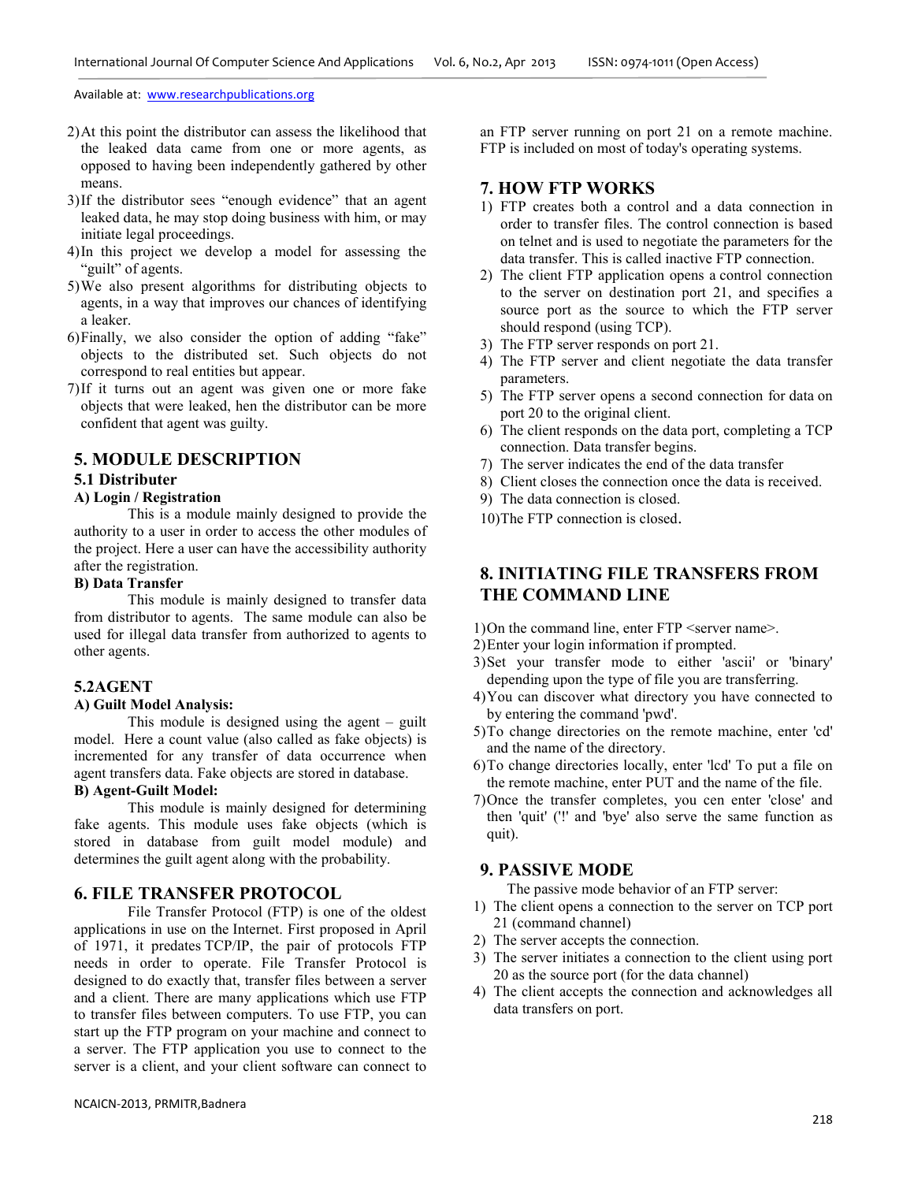2) At this point the distributor can assess the likelihood that the leaked data came from one or more agents, as opposed to having been independently gathered by other means.
3) If the distributor sees "enough evidence" that an agent leaked data, he may stop doing business with him, or may initiate legal proceedings.
4) In this project we develop a model for assessing the "guilt" of agents.
5) We also present algorithms for distributing objects to agents, in a way that improves our chances of identifying a leaker.
6) Finally, we also consider the option of adding "fake" objects to the distributed set. Such objects do not correspond to real entities but appear.
7) If it turns out an agent was given one or more fake objects that were leaked, hen the distributor can be more confident that agent was guilty.

## 5. MODULE DESCRIPTION

### 5.1 Distributer

**A) Login / Registration**

This is a module mainly designed to provide the authority to a user in order to access the other modules of the project. Here a user can have the accessibility authority after the registration.

**B) Data Transfer**

This module is mainly designed to transfer data from distributor to agents. The same module can also be used for illegal data transfer from authorized to agents to other agents.

### 5.2AGENT

**A) Guilt Model Analysis:**

This module is designed using the agent – guilt model. Here a count value (also called as fake objects) is incremented for any transfer of data occurrence when agent transfers data. Fake objects are stored in database.

**B) Agent-Guilt Model:**

This module is mainly designed for determining fake agents. This module uses fake objects (which is stored in database from guilt model module) and determines the guilt agent along with the probability.

## 6. FILE TRANSFER PROTOCOL

File Transfer Protocol (FTP) is one of the oldest applications in use on the Internet. First proposed in April of 1971, it predates TCP/IP, the pair of protocols FTP needs in order to operate. File Transfer Protocol is designed to do exactly that, transfer files between a server and a client. There are many applications which use FTP to transfer files between computers. To use FTP, you can start up the FTP program on your machine and connect to a server. The FTP application you use to connect to the server is a client, and your client software can connect to an FTP server running on port 21 on a remote machine. FTP is included on most of today's operating systems.

## 7. HOW FTP WORKS

1) FTP creates both a control and a data connection in order to transfer files. The control connection is based on telnet and is used to negotiate the parameters for the data transfer. This is called inactive FTP connection.
2) The client FTP application opens a control connection to the server on destination port 21, and specifies a source port as the source to which the FTP server should respond (using TCP).
3) The FTP server responds on port 21.
4) The FTP server and client negotiate the data transfer parameters.
5) The FTP server opens a second connection for data on port 20 to the original client.
6) The client responds on the data port, completing a TCP connection. Data transfer begins.
7) The server indicates the end of the data transfer
8) Client closes the connection once the data is received.
9) The data connection is closed.
10) The FTP connection is closed.

## 8. INITIATING FILE TRANSFERS FROM THE COMMAND LINE

1) On the command line, enter FTP <server name>.
2) Enter your login information if prompted.
3) Set your transfer mode to either 'ascii' or 'binary' depending upon the type of file you are transferring.
4) You can discover what directory you have connected to by entering the command 'pwd'.
5) To change directories on the remote machine, enter 'cd' and the name of the directory.
6) To change directories locally, enter 'lcd' To put a file on the remote machine, enter PUT and the name of the file.
7) Once the transfer completes, you cen enter 'close' and then 'quit' ('!' and 'bye' also serve the same function as quit).

## 9. PASSIVE MODE

The passive mode behavior of an FTP server:

1) The client opens a connection to the server on TCP port 21 (command channel)
2) The server accepts the connection.
3) The server initiates a connection to the client using port 20 as the source port (for the data channel)
4) The client accepts the connection and acknowledges all data transfers on port.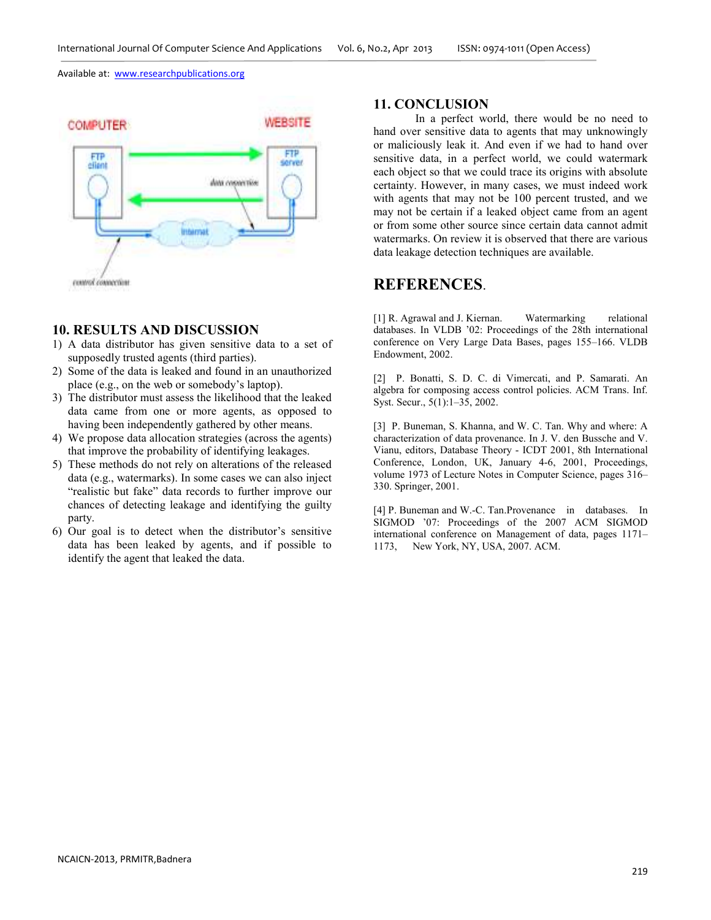COMPUTER

WEBSITE

FTP client

FTP server

data connection

Internet

control connection

## 10. RESULTS AND DISCUSSION

1) A data distributor has given sensitive data to a set of supposedly trusted agents (third parties).
2) Some of the data is leaked and found in an unauthorized place (e.g., on the web or somebody's laptop).
3) The distributor must assess the likelihood that the leaked data came from one or more agents, as opposed to having been independently gathered by other means.
4) We propose data allocation strategies (across the agents) that improve the probability of identifying leakages.
5) These methods do not rely on alterations of the released data (e.g., watermarks). In some cases we can also inject "realistic but fake" data records to further improve our chances of detecting leakage and identifying the guilty party.
6) Our goal is to detect when the distributor's sensitive data has been leaked by agents, and if possible to identify the agent that leaked the data.

## 11. CONCLUSION

In a perfect world, there would be no need to hand over sensitive data to agents that may unknowingly or maliciously leak it. And even if we had to hand over sensitive data, in a perfect world, we could watermark each object so that we could trace its origins with absolute certainty. However, in many cases, we must indeed work with agents that may not be 100 percent trusted, and we may not be certain if a leaked object came from an agent or from some other source since certain data cannot admit watermarks. On review it is observed that there are various data leakage detection techniques are available.

## REFERENCES.

[1] R. Agrawal and J. Kiernan. Watermarking relational databases. In VLDB '02: Proceedings of the 28th international conference on Very Large Data Bases, pages 155–166. VLDB Endowment, 2002.

[2] P. Bonatti, S. D. C. di Vimercati, and P. Samarati. An algebra for composing access control policies. ACM Trans. Inf. Syst. Secur., 5(1):1–35, 2002.

[3] P. Buneman, S. Khanna, and W. C. Tan. Why and where: A characterization of data provenance. In J. V. den Bussche and V. Vianu, editors, Database Theory - ICDT 2001, 8th International Conference, London, UK, January 4-6, 2001, Proceedings, volume 1973 of Lecture Notes in Computer Science, pages 316–330. Springer, 2001.

[4] P. Buneman and W.-C. Tan.Provenance in databases. In SIGMOD '07: Proceedings of the 2007 ACM SIGMOD international conference on Management of data, pages 1171–1173, New York, NY, USA, 2007. ACM.